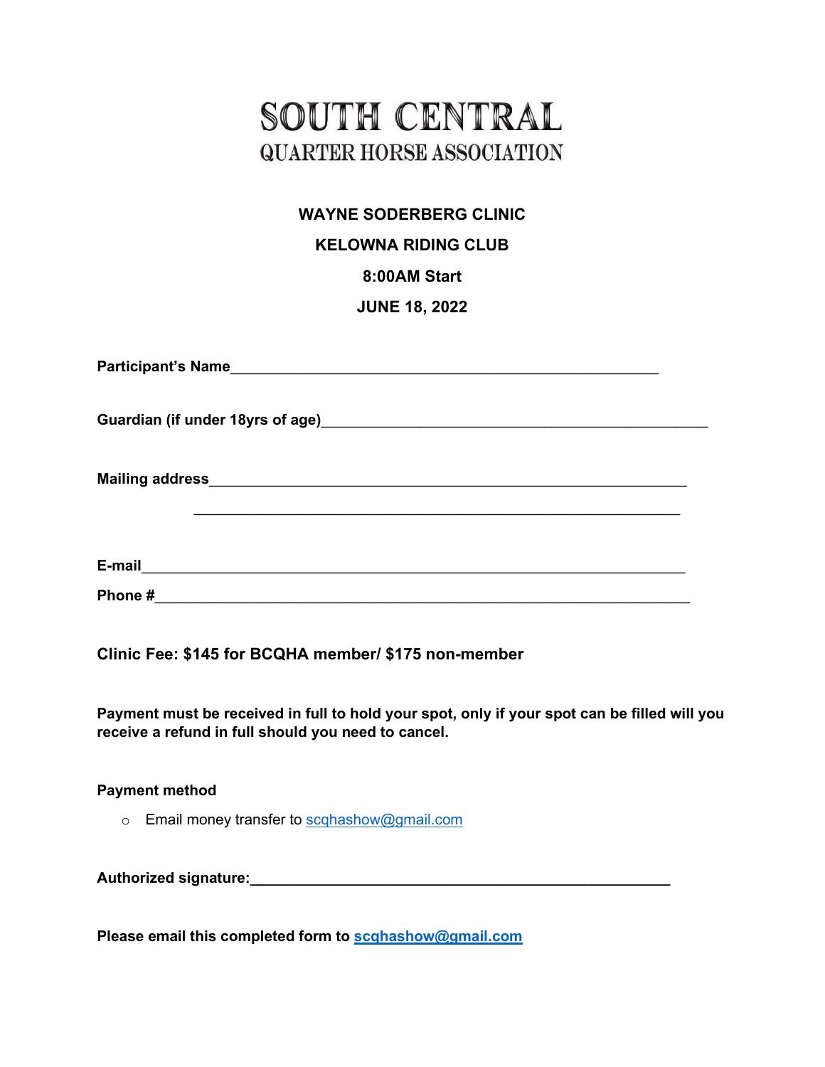# SOUTH CENTRAL

## QUARTER HORSE ASSOCIATION

**WAYNE SODERBERG CLINIC**

**KELOWNA RIDING CLUB**

**8:00AM Start**

**JUNE 18, 2022**

**Participant's Name**_______________________________________________________

**Guardian (if under 18yrs of age)**_________________________________________________

**Mailing address**_____________________________________________________________

_______________________________________________________________

**E-mail**______________________________________________________________________

**Phone #**_____________________________________________________________________

**Clinic Fee: $145 for BCQHA member/ $175 non-member**

**Payment must be received in full to hold your spot, only if your spot can be filled will you receive a refund in full should you need to cancel.**

**Payment method**

- Email money transfer to scqhashow@gmail.com

**Authorized signature:**______________________________________________________

**Please email this completed form to scqhashow@gmail.com**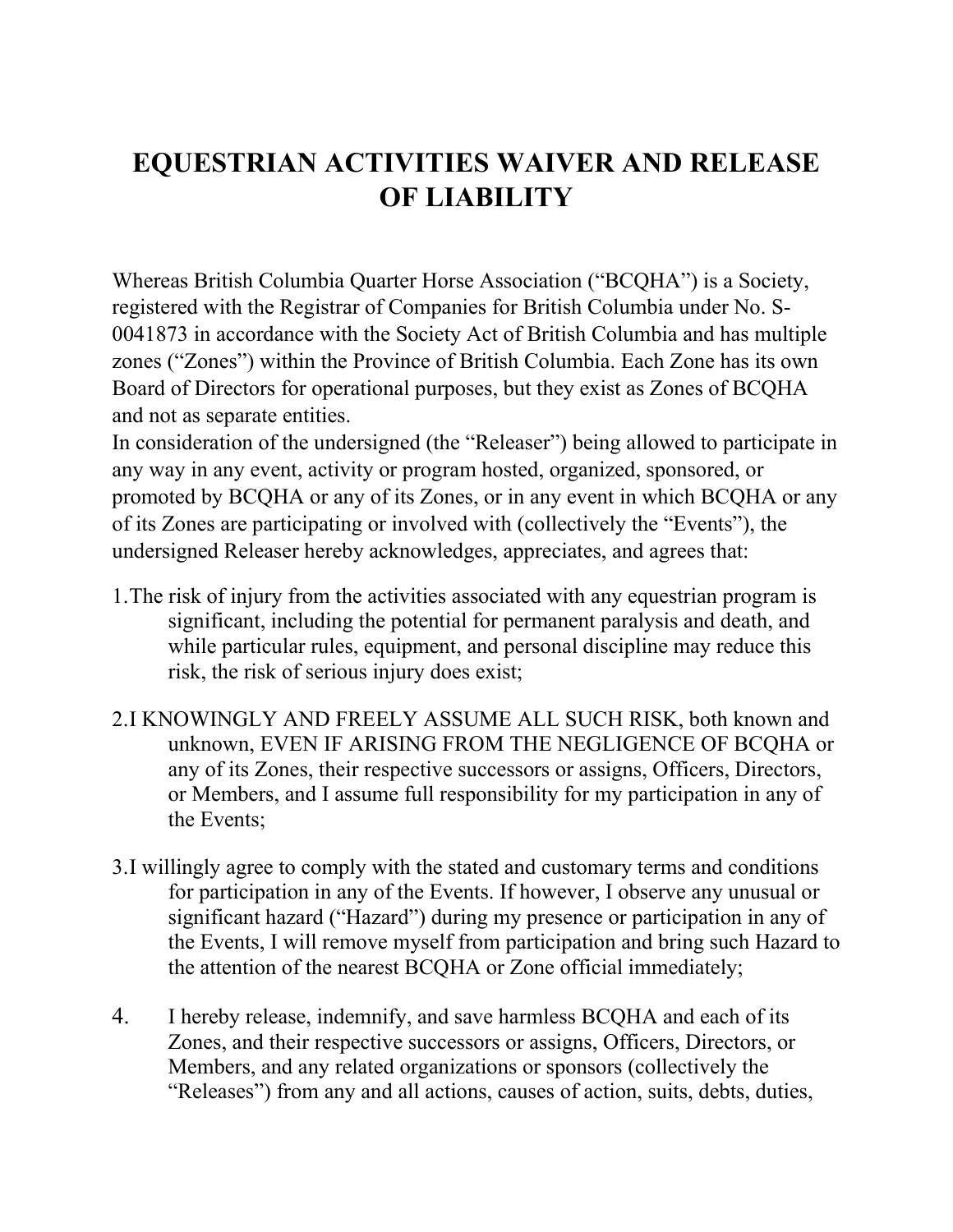# EQUESTRIAN ACTIVITIES WAIVER AND RELEASE OF LIABILITY

Whereas British Columbia Quarter Horse Association ("BCQHA") is a Society, registered with the Registrar of Companies for British Columbia under No. S-0041873 in accordance with the Society Act of British Columbia and has multiple zones ("Zones") within the Province of British Columbia. Each Zone has its own Board of Directors for operational purposes, but they exist as Zones of BCQHA and not as separate entities.

In consideration of the undersigned (the "Releaser") being allowed to participate in any way in any event, activity or program hosted, organized, sponsored, or promoted by BCQHA or any of its Zones, or in any event in which BCQHA or any of its Zones are participating or involved with (collectively the "Events"), the undersigned Releaser hereby acknowledges, appreciates, and agrees that:

1. The risk of injury from the activities associated with any equestrian program is significant, including the potential for permanent paralysis and death, and while particular rules, equipment, and personal discipline may reduce this risk, the risk of serious injury does exist;

2. I KNOWINGLY AND FREELY ASSUME ALL SUCH RISK, both known and unknown, EVEN IF ARISING FROM THE NEGLIGENCE OF BCQHA or any of its Zones, their respective successors or assigns, Officers, Directors, or Members, and I assume full responsibility for my participation in any of the Events;

3. I willingly agree to comply with the stated and customary terms and conditions for participation in any of the Events. If however, I observe any unusual or significant hazard ("Hazard") during my presence or participation in any of the Events, I will remove myself from participation and bring such Hazard to the attention of the nearest BCQHA or Zone official immediately;

4. I hereby release, indemnify, and save harmless BCQHA and each of its Zones, and their respective successors or assigns, Officers, Directors, or Members, and any related organizations or sponsors (collectively the "Releases") from any and all actions, causes of action, suits, debts, duties,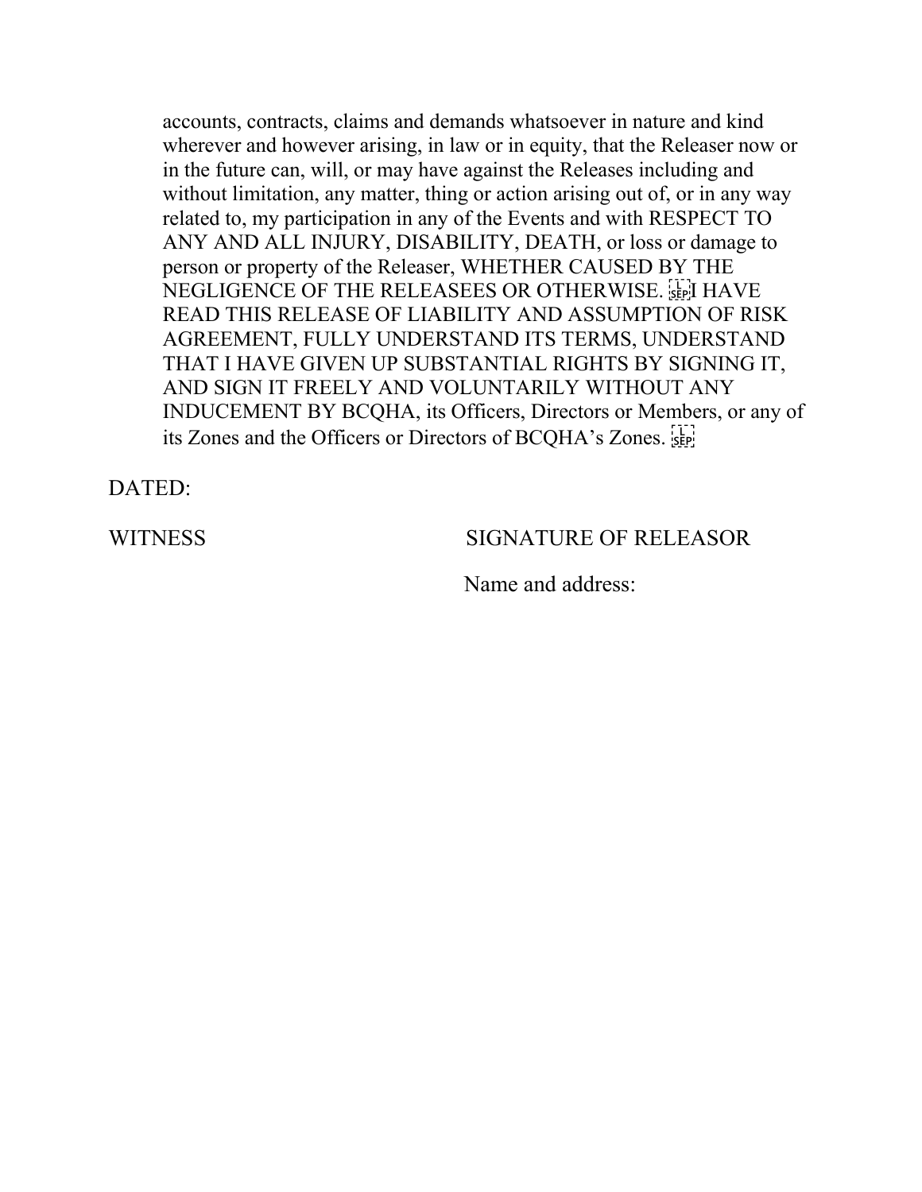accounts, contracts, claims and demands whatsoever in nature and kind wherever and however arising, in law or in equity, that the Releaser now or in the future can, will, or may have against the Releases including and without limitation, any matter, thing or action arising out of, or in any way related to, my participation in any of the Events and with RESPECT TO ANY AND ALL INJURY, DISABILITY, DEATH, or loss or damage to person or property of the Releaser, WHETHER CAUSED BY THE NEGLIGENCE OF THE RELEASEES OR OTHERWISE. I HAVE READ THIS RELEASE OF LIABILITY AND ASSUMPTION OF RISK AGREEMENT, FULLY UNDERSTAND ITS TERMS, UNDERSTAND THAT I HAVE GIVEN UP SUBSTANTIAL RIGHTS BY SIGNING IT, AND SIGN IT FREELY AND VOLUNTARILY WITHOUT ANY INDUCEMENT BY BCQHA, its Officers, Directors or Members, or any of its Zones and the Officers or Directors of BCQHA's Zones.

DATED:

WITNESS SIGNATURE OF RELEASOR

Name and address: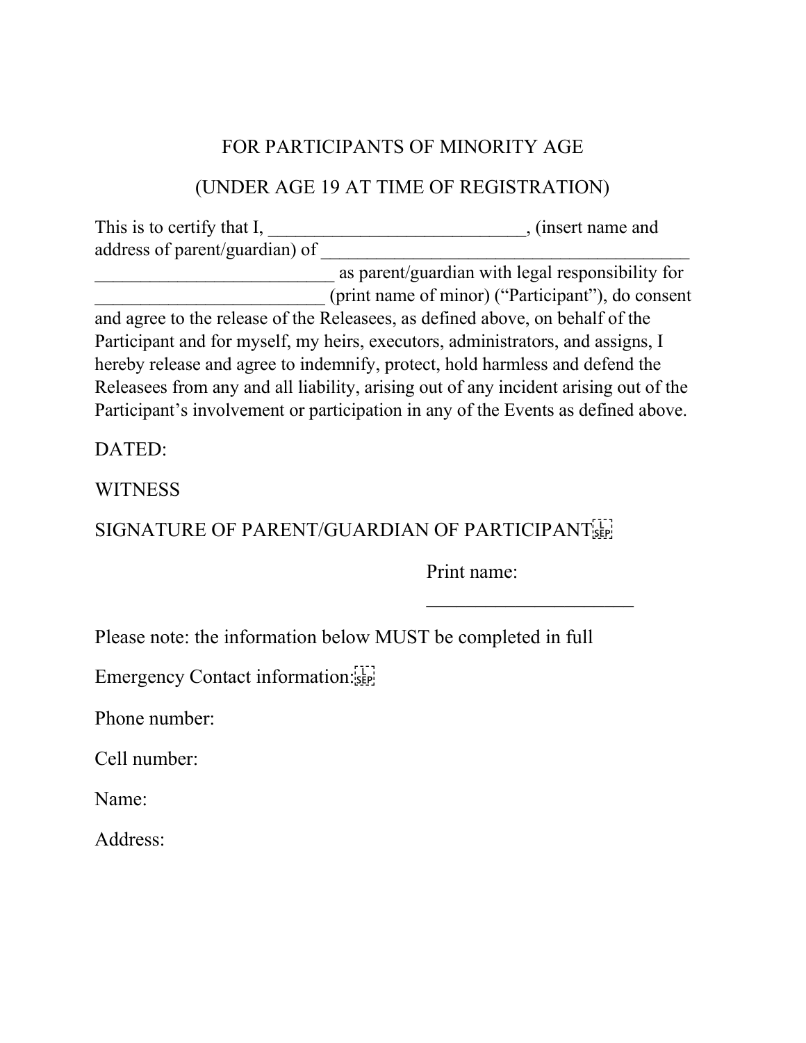FOR PARTICIPANTS OF MINORITY AGE

(UNDER AGE 19 AT TIME OF REGISTRATION)

This is to certify that I, ___________________________, (insert name and address of parent/guardian) of ________________________________________ __________________________ as parent/guardian with legal responsibility for _________________________ (print name of minor) ("Participant"), do consent and agree to the release of the Releasees, as defined above, on behalf of the Participant and for myself, my heirs, executors, administrators, and assigns, I hereby release and agree to indemnify, protect, hold harmless and defend the Releasees from any and all liability, arising out of any incident arising out of the Participant's involvement or participation in any of the Events as defined above.

DATED:

WITNESS

SIGNATURE OF PARENT/GUARDIAN OF PARTICIPANT

Print name:

_____________________

Please note: the information below MUST be completed in full

Emergency Contact information:

Phone number:

Cell number:

Name:

Address: